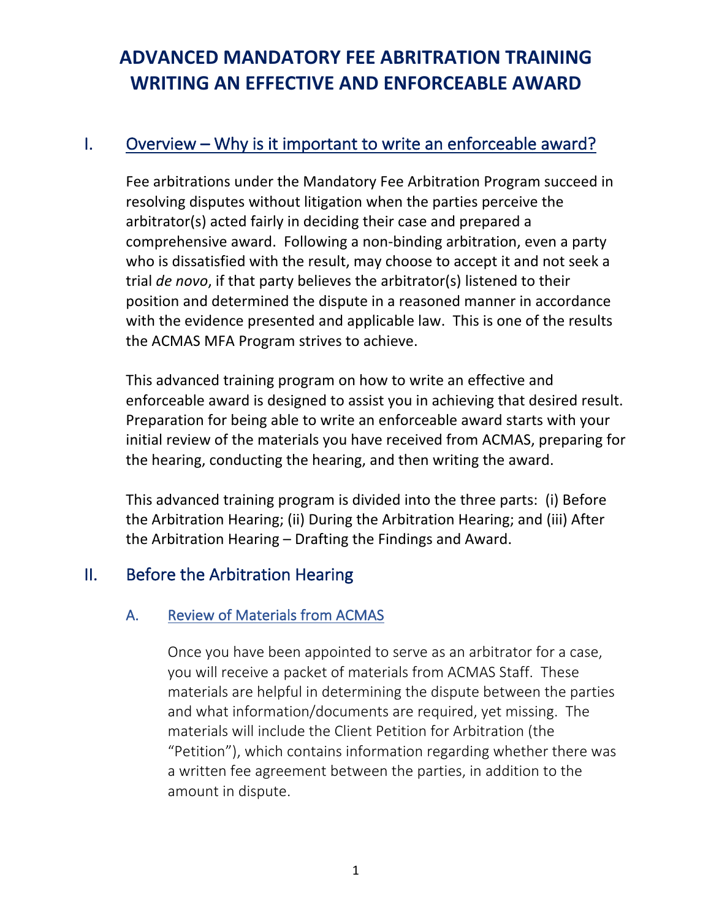# ADVANCED MANDATORY FEE ABRITRATION TRAINING WRITING AN EFFECTIVE AND ENFORCEABLE AWARD

## I. Overview – Why is it important to write an enforceable award?

Fee arbitrations under the Mandatory Fee Arbitration Program succeed in resolving disputes without litigation when the parties perceive the arbitrator(s) acted fairly in deciding their case and prepared a comprehensive award. Following a non-binding arbitration, even a party who is dissatisfied with the result, may choose to accept it and not seek a trial *de novo*, if that party believes the arbitrator(s) listened to their position and determined the dispute in a reasoned manner in accordance with the evidence presented and applicable law. This is one of the results the ACMAS MFA Program strives to achieve.

This advanced training program on how to write an effective and enforceable award is designed to assist you in achieving that desired result. Preparation for being able to write an enforceable award starts with your initial review of the materials you have received from ACMAS, preparing for the hearing, conducting the hearing, and then writing the award.

This advanced training program is divided into the three parts: (i) Before the Arbitration Hearing; (ii) During the Arbitration Hearing; and (iii) After the Arbitration Hearing – Drafting the Findings and Award.

## II. Before the Arbitration Hearing

### A. Review of Materials from ACMAS

Once you have been appointed to serve as an arbitrator for a case, you will receive a packet of materials from ACMAS Staff. These materials are helpful in determining the dispute between the parties and what information/documents are required, yet missing. The materials will include the Client Petition for Arbitration (the "Petition"), which contains information regarding whether there was a written fee agreement between the parties, in addition to the amount in dispute.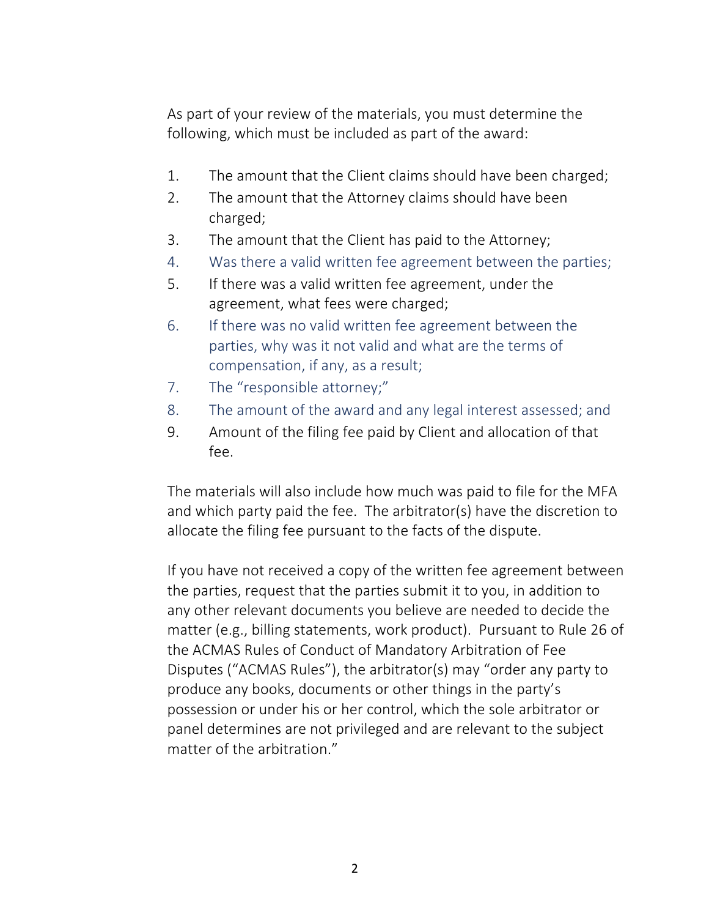As part of your review of the materials, you must determine the following, which must be included as part of the award:

1. The amount that the Client claims should have been charged;
2. The amount that the Attorney claims should have been charged;
3. The amount that the Client has paid to the Attorney;
4. Was there a valid written fee agreement between the parties;
5. If there was a valid written fee agreement, under the agreement, what fees were charged;
6. If there was no valid written fee agreement between the parties, why was it not valid and what are the terms of compensation, if any, as a result;
7. The "responsible attorney;"
8. The amount of the award and any legal interest assessed; and
9. Amount of the filing fee paid by Client and allocation of that fee.

The materials will also include how much was paid to file for the MFA and which party paid the fee. The arbitrator(s) have the discretion to allocate the filing fee pursuant to the facts of the dispute.

If you have not received a copy of the written fee agreement between the parties, request that the parties submit it to you, in addition to any other relevant documents you believe are needed to decide the matter (e.g., billing statements, work product). Pursuant to Rule 26 of the ACMAS Rules of Conduct of Mandatory Arbitration of Fee Disputes ("ACMAS Rules"), the arbitrator(s) may "order any party to produce any books, documents or other things in the party's possession or under his or her control, which the sole arbitrator or panel determines are not privileged and are relevant to the subject matter of the arbitration."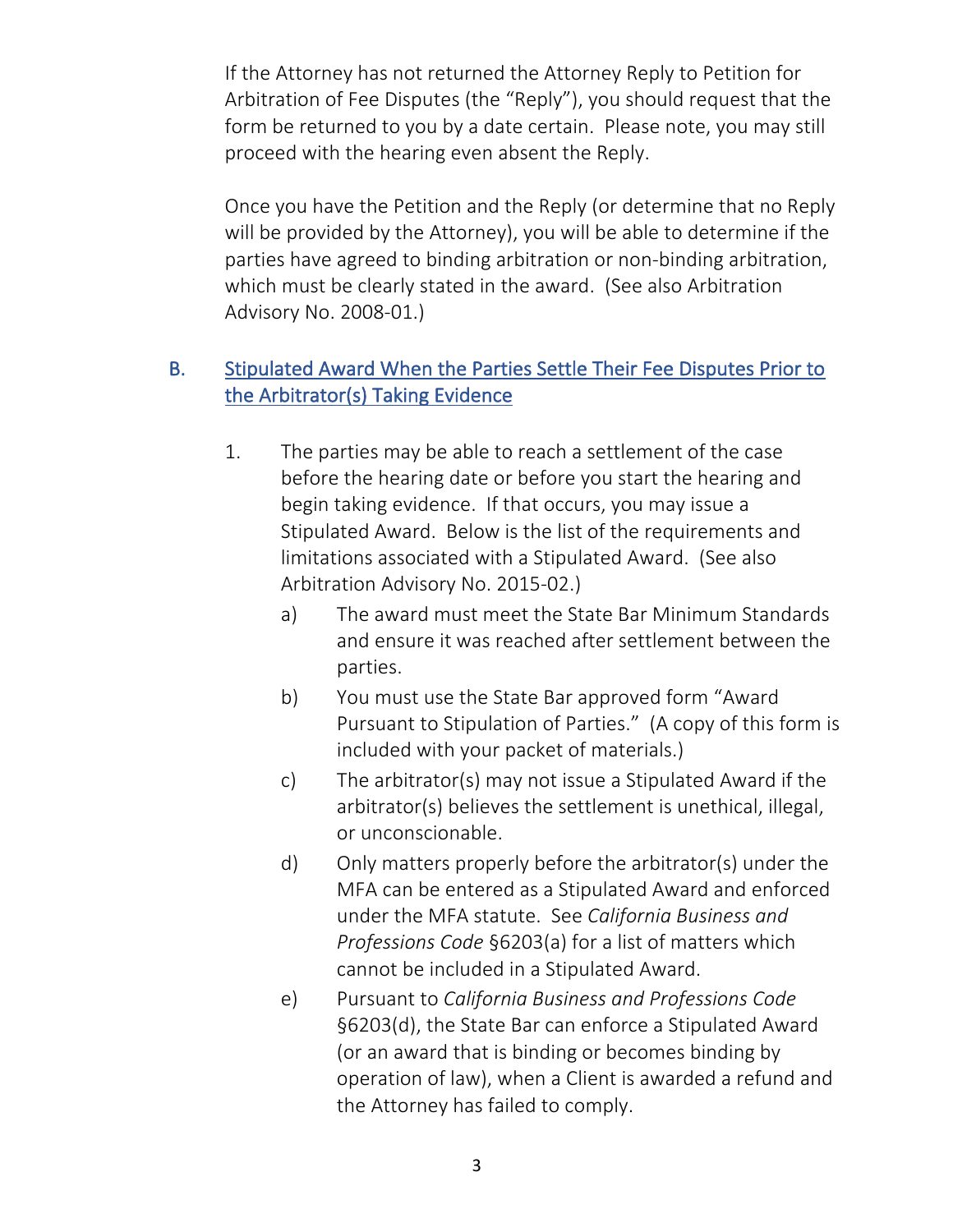If the Attorney has not returned the Attorney Reply to Petition for Arbitration of Fee Disputes (the "Reply"), you should request that the form be returned to you by a date certain. Please note, you may still proceed with the hearing even absent the Reply.

Once you have the Petition and the Reply (or determine that no Reply will be provided by the Attorney), you will be able to determine if the parties have agreed to binding arbitration or non-binding arbitration, which must be clearly stated in the award. (See also Arbitration Advisory No. 2008-01.)

## B. Stipulated Award When the Parties Settle Their Fee Disputes Prior to the Arbitrator(s) Taking Evidence

1. The parties may be able to reach a settlement of the case before the hearing date or before you start the hearing and begin taking evidence. If that occurs, you may issue a Stipulated Award. Below is the list of the requirements and limitations associated with a Stipulated Award. (See also Arbitration Advisory No. 2015-02.)
   a) The award must meet the State Bar Minimum Standards and ensure it was reached after settlement between the parties.
   b) You must use the State Bar approved form "Award Pursuant to Stipulation of Parties." (A copy of this form is included with your packet of materials.)
   c) The arbitrator(s) may not issue a Stipulated Award if the arbitrator(s) believes the settlement is unethical, illegal, or unconscionable.
   d) Only matters properly before the arbitrator(s) under the MFA can be entered as a Stipulated Award and enforced under the MFA statute. See *California Business and Professions Code* §6203(a) for a list of matters which cannot be included in a Stipulated Award.
   e) Pursuant to *California Business and Professions Code* §6203(d), the State Bar can enforce a Stipulated Award (or an award that is binding or becomes binding by operation of law), when a Client is awarded a refund and the Attorney has failed to comply.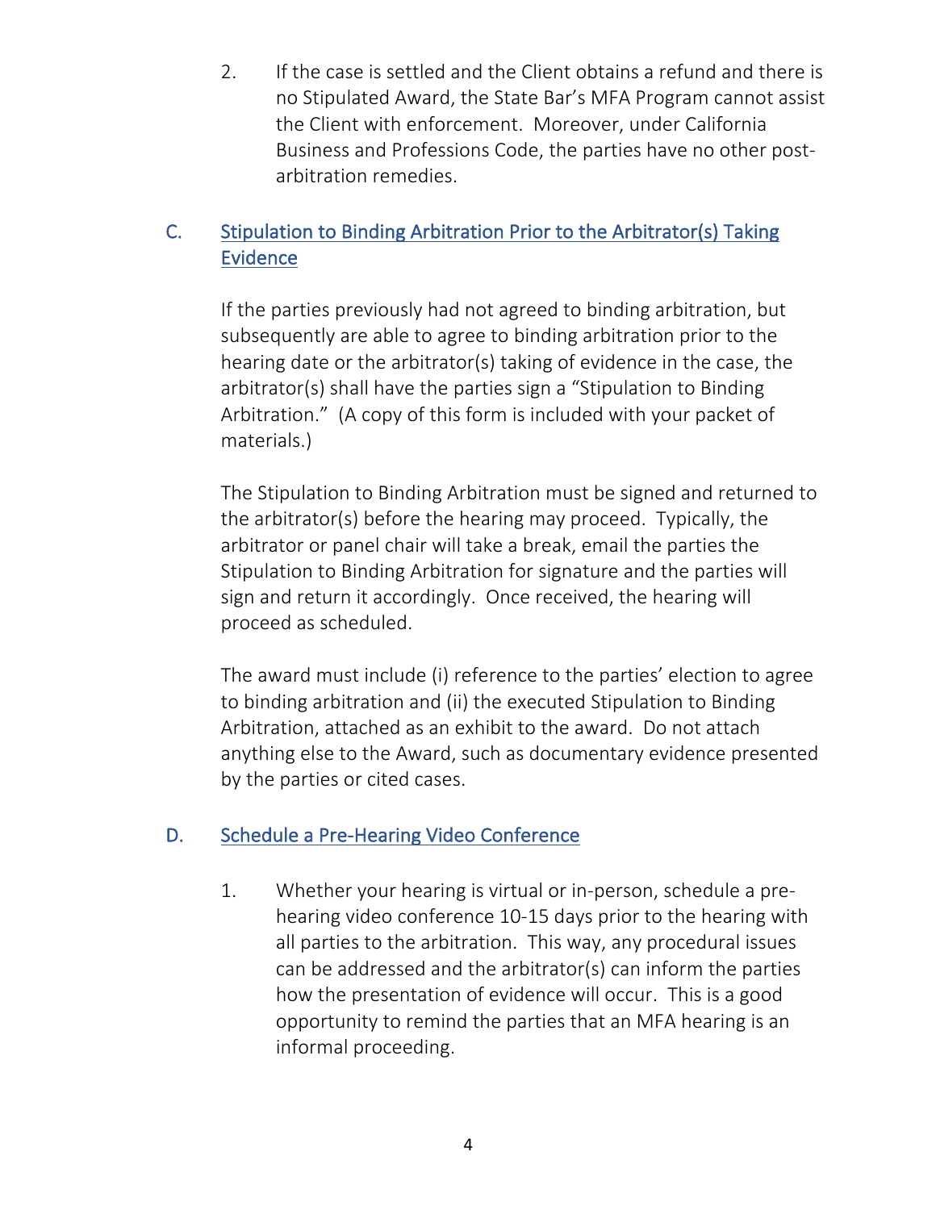2. If the case is settled and the Client obtains a refund and there is no Stipulated Award, the State Bar's MFA Program cannot assist the Client with enforcement. Moreover, under California Business and Professions Code, the parties have no other post-arbitration remedies.

## C. Stipulation to Binding Arbitration Prior to the Arbitrator(s) Taking Evidence

If the parties previously had not agreed to binding arbitration, but subsequently are able to agree to binding arbitration prior to the hearing date or the arbitrator(s) taking of evidence in the case, the arbitrator(s) shall have the parties sign a "Stipulation to Binding Arbitration." (A copy of this form is included with your packet of materials.)

The Stipulation to Binding Arbitration must be signed and returned to the arbitrator(s) before the hearing may proceed. Typically, the arbitrator or panel chair will take a break, email the parties the Stipulation to Binding Arbitration for signature and the parties will sign and return it accordingly. Once received, the hearing will proceed as scheduled.

The award must include (i) reference to the parties' election to agree to binding arbitration and (ii) the executed Stipulation to Binding Arbitration, attached as an exhibit to the award. Do not attach anything else to the Award, such as documentary evidence presented by the parties or cited cases.

## D. Schedule a Pre-Hearing Video Conference

1. Whether your hearing is virtual or in-person, schedule a pre-hearing video conference 10-15 days prior to the hearing with all parties to the arbitration. This way, any procedural issues can be addressed and the arbitrator(s) can inform the parties how the presentation of evidence will occur. This is a good opportunity to remind the parties that an MFA hearing is an informal proceeding.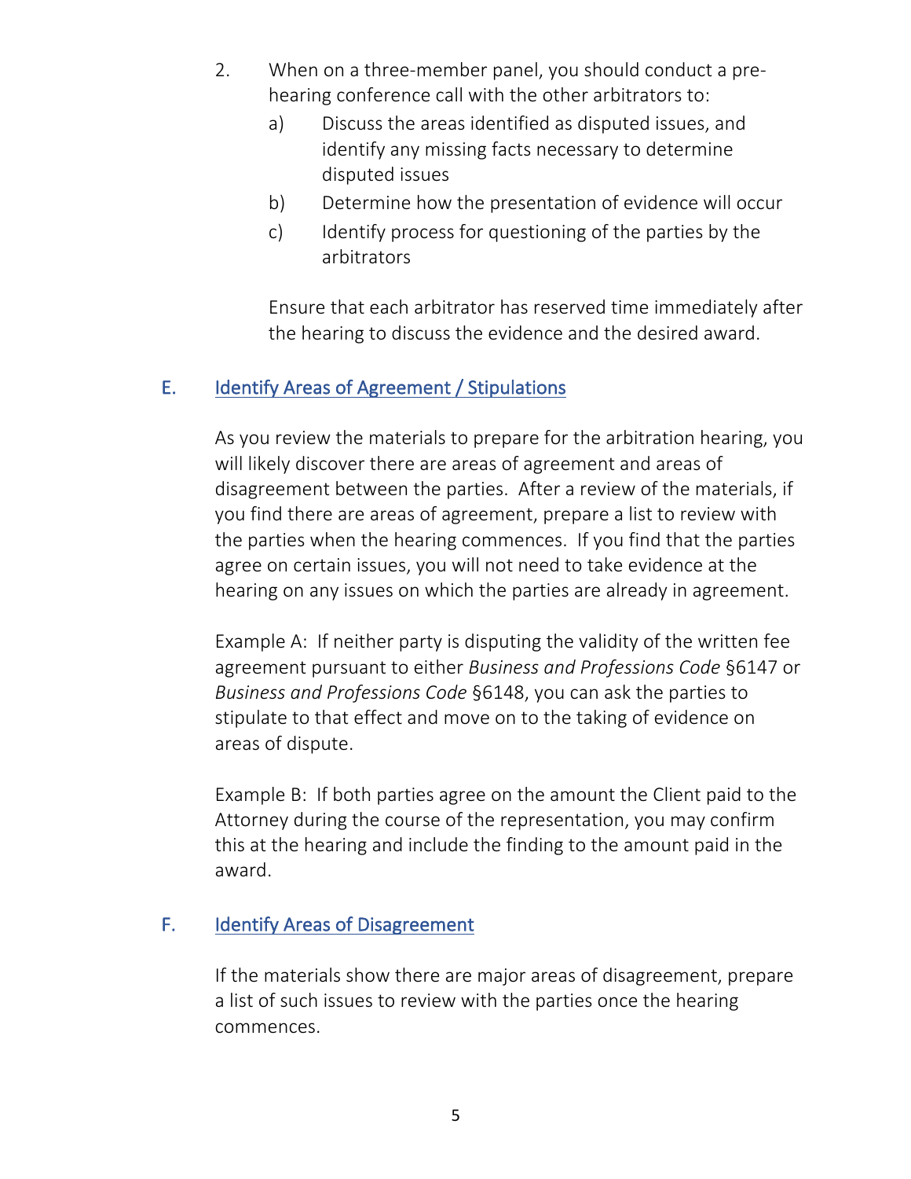2. When on a three-member panel, you should conduct a pre-hearing conference call with the other arbitrators to:
   a) Discuss the areas identified as disputed issues, and identify any missing facts necessary to determine disputed issues
   b) Determine how the presentation of evidence will occur
   c) Identify process for questioning of the parties by the arbitrators

   Ensure that each arbitrator has reserved time immediately after the hearing to discuss the evidence and the desired award.

## E. Identify Areas of Agreement / Stipulations

As you review the materials to prepare for the arbitration hearing, you will likely discover there are areas of agreement and areas of disagreement between the parties. After a review of the materials, if you find there are areas of agreement, prepare a list to review with the parties when the hearing commences. If you find that the parties agree on certain issues, you will not need to take evidence at the hearing on any issues on which the parties are already in agreement.

Example A: If neither party is disputing the validity of the written fee agreement pursuant to either *Business and Professions Code* §6147 or *Business and Professions Code* §6148, you can ask the parties to stipulate to that effect and move on to the taking of evidence on areas of dispute.

Example B: If both parties agree on the amount the Client paid to the Attorney during the course of the representation, you may confirm this at the hearing and include the finding to the amount paid in the award.

## F. Identify Areas of Disagreement

If the materials show there are major areas of disagreement, prepare a list of such issues to review with the parties once the hearing commences.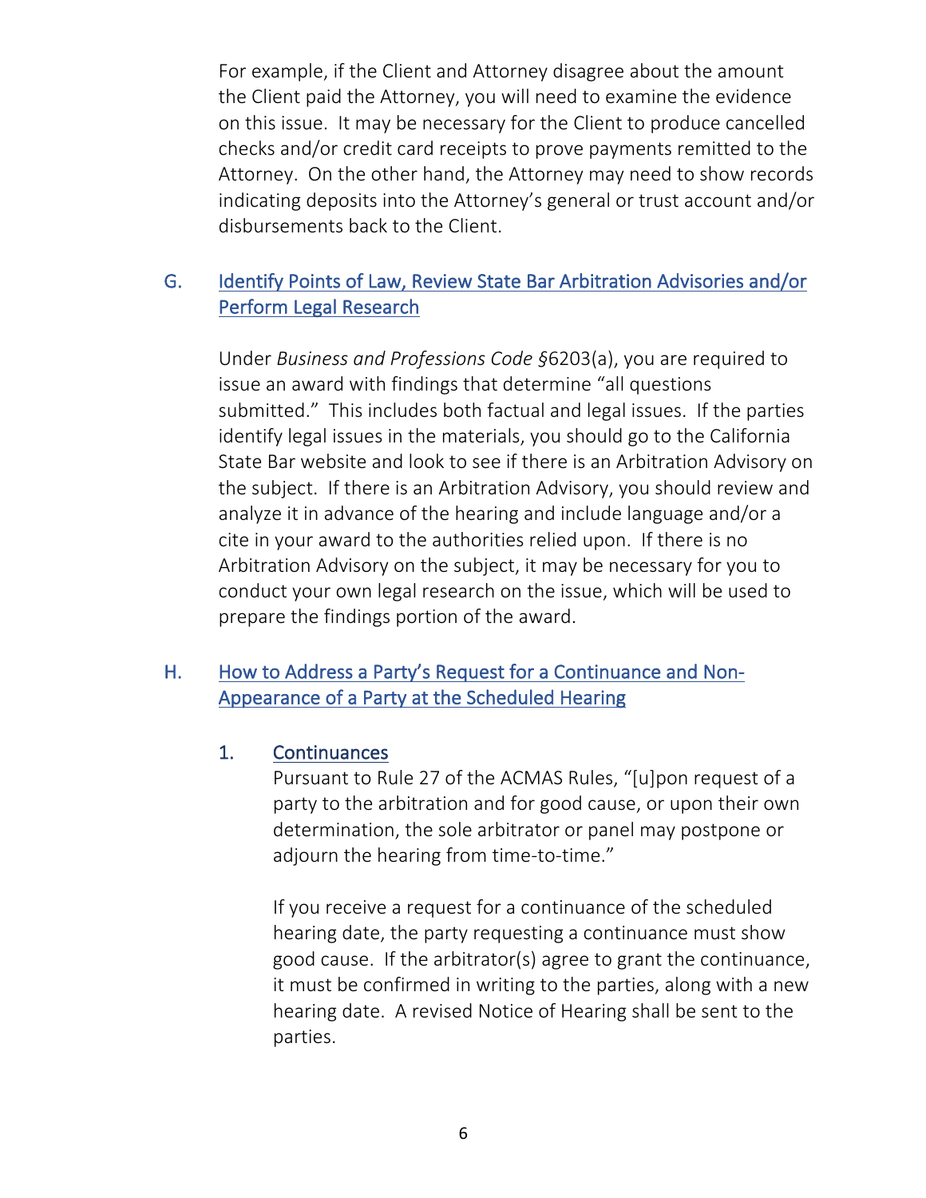For example, if the Client and Attorney disagree about the amount the Client paid the Attorney, you will need to examine the evidence on this issue. It may be necessary for the Client to produce cancelled checks and/or credit card receipts to prove payments remitted to the Attorney. On the other hand, the Attorney may need to show records indicating deposits into the Attorney's general or trust account and/or disbursements back to the Client.

## G. Identify Points of Law, Review State Bar Arbitration Advisories and/or Perform Legal Research

Under *Business and Professions Code* §6203(a), you are required to issue an award with findings that determine "all questions submitted." This includes both factual and legal issues. If the parties identify legal issues in the materials, you should go to the California State Bar website and look to see if there is an Arbitration Advisory on the subject. If there is an Arbitration Advisory, you should review and analyze it in advance of the hearing and include language and/or a cite in your award to the authorities relied upon. If there is no Arbitration Advisory on the subject, it may be necessary for you to conduct your own legal research on the issue, which will be used to prepare the findings portion of the award.

## H. How to Address a Party's Request for a Continuance and Non-Appearance of a Party at the Scheduled Hearing

### 1. Continuances

Pursuant to Rule 27 of the ACMAS Rules, "[u]pon request of a party to the arbitration and for good cause, or upon their own determination, the sole arbitrator or panel may postpone or adjourn the hearing from time-to-time."

If you receive a request for a continuance of the scheduled hearing date, the party requesting a continuance must show good cause. If the arbitrator(s) agree to grant the continuance, it must be confirmed in writing to the parties, along with a new hearing date. A revised Notice of Hearing shall be sent to the parties.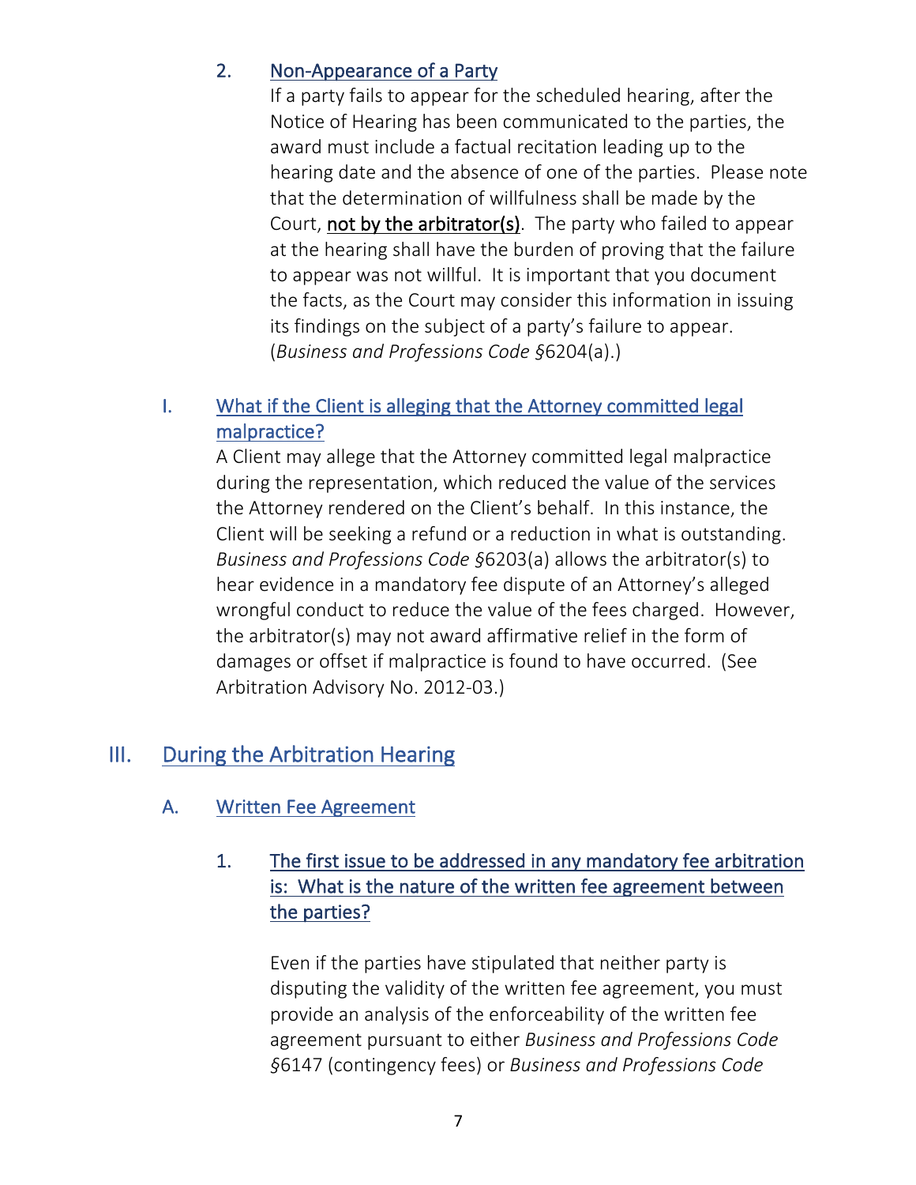#### 2. Non-Appearance of a Party

If a party fails to appear for the scheduled hearing, after the Notice of Hearing has been communicated to the parties, the award must include a factual recitation leading up to the hearing date and the absence of one of the parties. Please note that the determination of willfulness shall be made by the Court, **not by the arbitrator(s)**. The party who failed to appear at the hearing shall have the burden of proving that the failure to appear was not willful. It is important that you document the facts, as the Court may consider this information in issuing its findings on the subject of a party's failure to appear. (*Business and Professions Code §*6204(a).)

### I. What if the Client is alleging that the Attorney committed legal malpractice?

A Client may allege that the Attorney committed legal malpractice during the representation, which reduced the value of the services the Attorney rendered on the Client's behalf. In this instance, the Client will be seeking a refund or a reduction in what is outstanding. *Business and Professions Code §*6203(a) allows the arbitrator(s) to hear evidence in a mandatory fee dispute of an Attorney's alleged wrongful conduct to reduce the value of the fees charged. However, the arbitrator(s) may not award affirmative relief in the form of damages or offset if malpractice is found to have occurred. (See Arbitration Advisory No. 2012-03.)

## III. During the Arbitration Hearing

### A. Written Fee Agreement

#### 1. The first issue to be addressed in any mandatory fee arbitration is: What is the nature of the written fee agreement between the parties?

Even if the parties have stipulated that neither party is disputing the validity of the written fee agreement, you must provide an analysis of the enforceability of the written fee agreement pursuant to either *Business and Professions Code §*6147 (contingency fees) or *Business and Professions Code*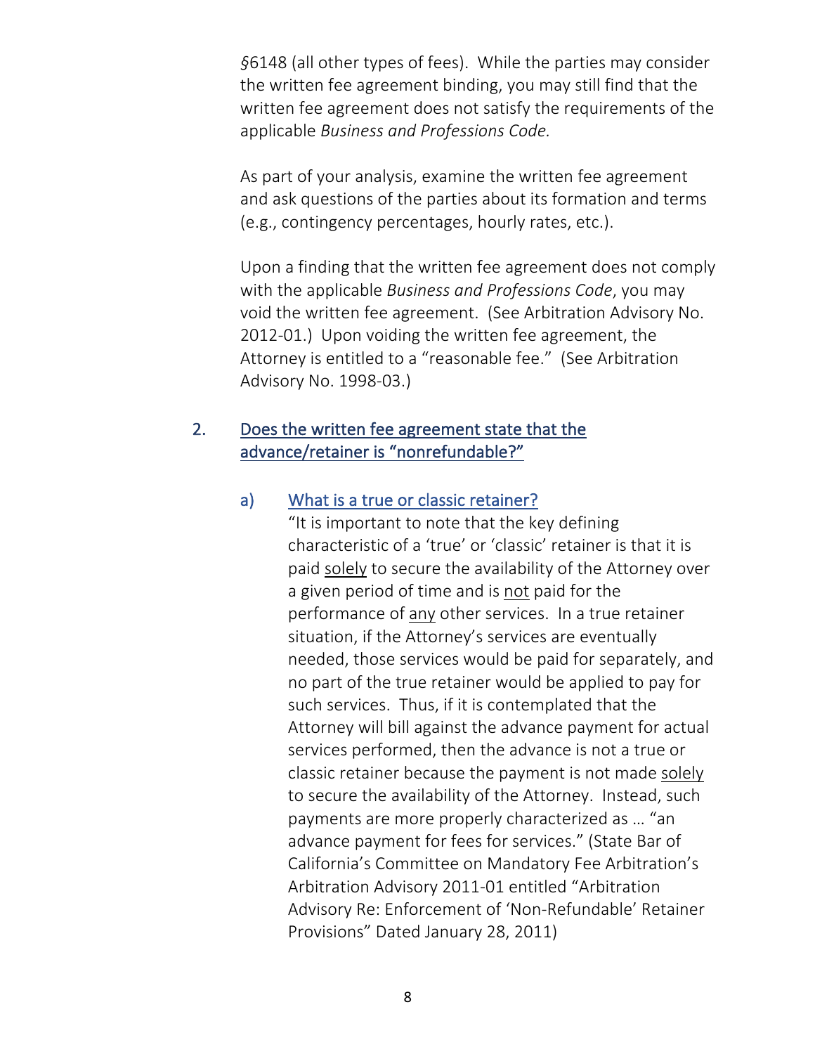§6148 (all other types of fees). While the parties may consider the written fee agreement binding, you may still find that the written fee agreement does not satisfy the requirements of the applicable *Business and Professions Code.*

As part of your analysis, examine the written fee agreement and ask questions of the parties about its formation and terms (e.g., contingency percentages, hourly rates, etc.).

Upon a finding that the written fee agreement does not comply with the applicable *Business and Professions Code*, you may void the written fee agreement. (See Arbitration Advisory No. 2012-01.) Upon voiding the written fee agreement, the Attorney is entitled to a "reasonable fee." (See Arbitration Advisory No. 1998-03.)

## 2. <u>Does the written fee agreement state that the advance/retainer is "nonrefundable?"</u>

### a) <u>What is a true or classic retainer?</u>

"It is important to note that the key defining characteristic of a 'true' or 'classic' retainer is that it is paid <u>solely</u> to secure the availability of the Attorney over a given period of time and is <u>not</u> paid for the performance of <u>any</u> other services. In a true retainer situation, if the Attorney's services are eventually needed, those services would be paid for separately, and no part of the true retainer would be applied to pay for such services. Thus, if it is contemplated that the Attorney will bill against the advance payment for actual services performed, then the advance is not a true or classic retainer because the payment is not made <u>solely</u> to secure the availability of the Attorney. Instead, such payments are more properly characterized as … "an advance payment for fees for services." (State Bar of California's Committee on Mandatory Fee Arbitration's Arbitration Advisory 2011-01 entitled "Arbitration Advisory Re: Enforcement of 'Non-Refundable' Retainer Provisions" Dated January 28, 2011)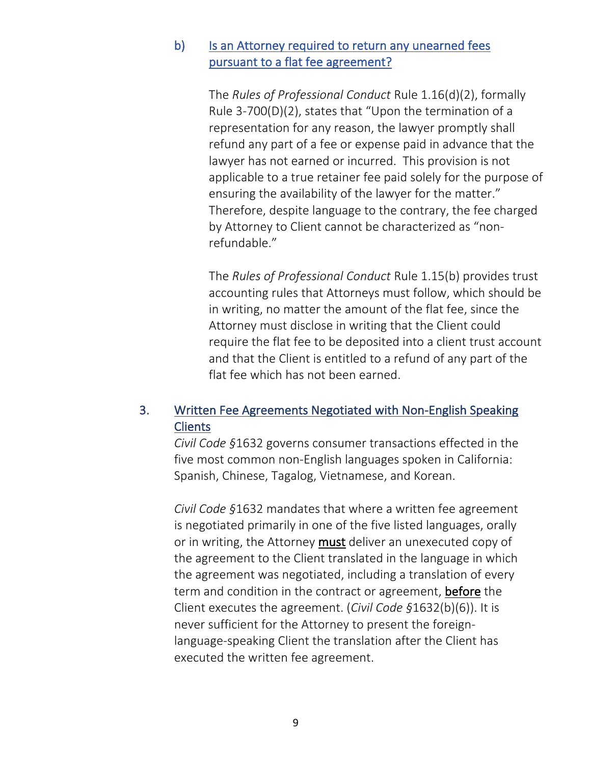### b) Is an Attorney required to return any unearned fees pursuant to a flat fee agreement?

The *Rules of Professional Conduct* Rule 1.16(d)(2), formally Rule 3-700(D)(2), states that "Upon the termination of a representation for any reason, the lawyer promptly shall refund any part of a fee or expense paid in advance that the lawyer has not earned or incurred. This provision is not applicable to a true retainer fee paid solely for the purpose of ensuring the availability of the lawyer for the matter." Therefore, despite language to the contrary, the fee charged by Attorney to Client cannot be characterized as "non-refundable."

The *Rules of Professional Conduct* Rule 1.15(b) provides trust accounting rules that Attorneys must follow, which should be in writing, no matter the amount of the flat fee, since the Attorney must disclose in writing that the Client could require the flat fee to be deposited into a client trust account and that the Client is entitled to a refund of any part of the flat fee which has not been earned.

## 3. Written Fee Agreements Negotiated with Non-English Speaking Clients

*Civil Code §*1632 governs consumer transactions effected in the five most common non-English languages spoken in California: Spanish, Chinese, Tagalog, Vietnamese, and Korean.

*Civil Code §*1632 mandates that where a written fee agreement is negotiated primarily in one of the five listed languages, orally or in writing, the Attorney **must** deliver an unexecuted copy of the agreement to the Client translated in the language in which the agreement was negotiated, including a translation of every term and condition in the contract or agreement, **before** the Client executes the agreement. (*Civil Code §*1632(b)(6)). It is never sufficient for the Attorney to present the foreign-language-speaking Client the translation after the Client has executed the written fee agreement.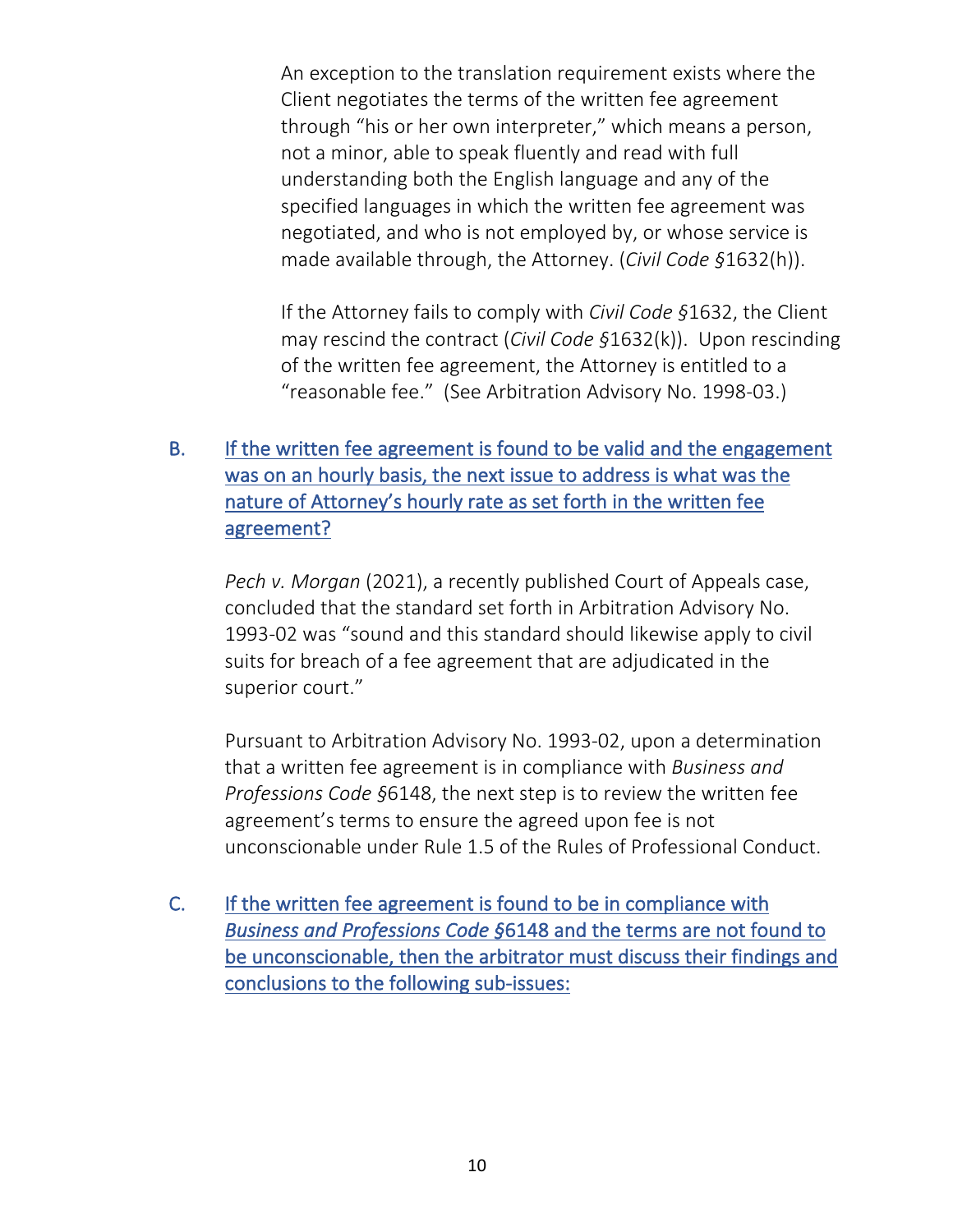An exception to the translation requirement exists where the Client negotiates the terms of the written fee agreement through "his or her own interpreter," which means a person, not a minor, able to speak fluently and read with full understanding both the English language and any of the specified languages in which the written fee agreement was negotiated, and who is not employed by, or whose service is made available through, the Attorney. (*Civil Code §*1632(h)).

If the Attorney fails to comply with *Civil Code §*1632, the Client may rescind the contract (*Civil Code §*1632(k)). Upon rescinding of the written fee agreement, the Attorney is entitled to a "reasonable fee." (See Arbitration Advisory No. 1998-03.)

B. <u>If the written fee agreement is found to be valid and the engagement was on an hourly basis, the next issue to address is what was the nature of Attorney's hourly rate as set forth in the written fee agreement?</u>

*Pech v. Morgan* (2021), a recently published Court of Appeals case, concluded that the standard set forth in Arbitration Advisory No. 1993-02 was "sound and this standard should likewise apply to civil suits for breach of a fee agreement that are adjudicated in the superior court."

Pursuant to Arbitration Advisory No. 1993-02, upon a determination that a written fee agreement is in compliance with *Business and Professions Code §*6148, the next step is to review the written fee agreement's terms to ensure the agreed upon fee is not unconscionable under Rule 1.5 of the Rules of Professional Conduct.

C. <u>If the written fee agreement is found to be in compliance with *Business and Professions Code §*6148 and the terms are not found to be unconscionable, then the arbitrator must discuss their findings and conclusions to the following sub-issues:</u>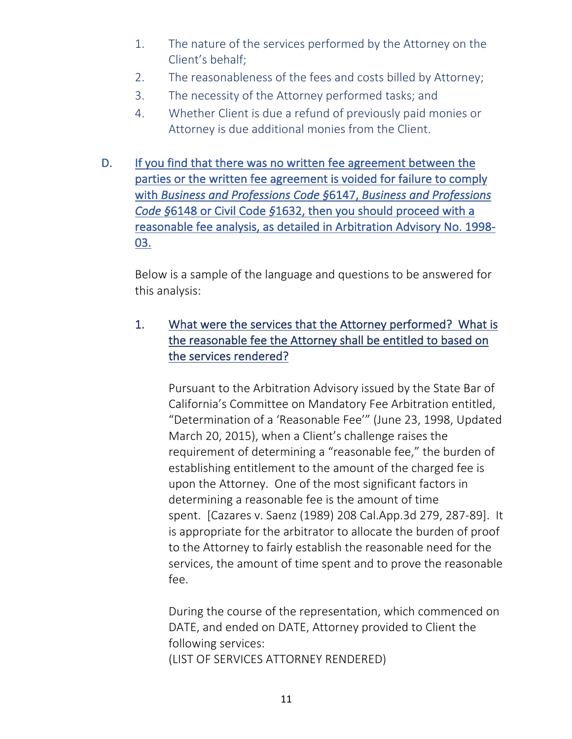1. The nature of the services performed by the Attorney on the Client's behalf;
2. The reasonableness of the fees and costs billed by Attorney;
3. The necessity of the Attorney performed tasks; and
4. Whether Client is due a refund of previously paid monies or Attorney is due additional monies from the Client.

D. <u>If you find that there was no written fee agreement between the parties or the written fee agreement is voided for failure to comply with *Business and Professions Code §*6147, *Business and Professions Code §*6148 or Civil Code §1632, then you should proceed with a reasonable fee analysis, as detailed in Arbitration Advisory No. 1998-03.</u>

Below is a sample of the language and questions to be answered for this analysis:

1. <u>What were the services that the Attorney performed? What is the reasonable fee the Attorney shall be entitled to based on the services rendered?</u>

Pursuant to the Arbitration Advisory issued by the State Bar of California's Committee on Mandatory Fee Arbitration entitled, "Determination of a 'Reasonable Fee'" (June 23, 1998, Updated March 20, 2015), when a Client's challenge raises the requirement of determining a "reasonable fee," the burden of establishing entitlement to the amount of the charged fee is upon the Attorney. One of the most significant factors in determining a reasonable fee is the amount of time spent. [Cazares v. Saenz (1989) 208 Cal.App.3d 279, 287-89]. It is appropriate for the arbitrator to allocate the burden of proof to the Attorney to fairly establish the reasonable need for the services, the amount of time spent and to prove the reasonable fee.

During the course of the representation, which commenced on DATE, and ended on DATE, Attorney provided to Client the following services:
(LIST OF SERVICES ATTORNEY RENDERED)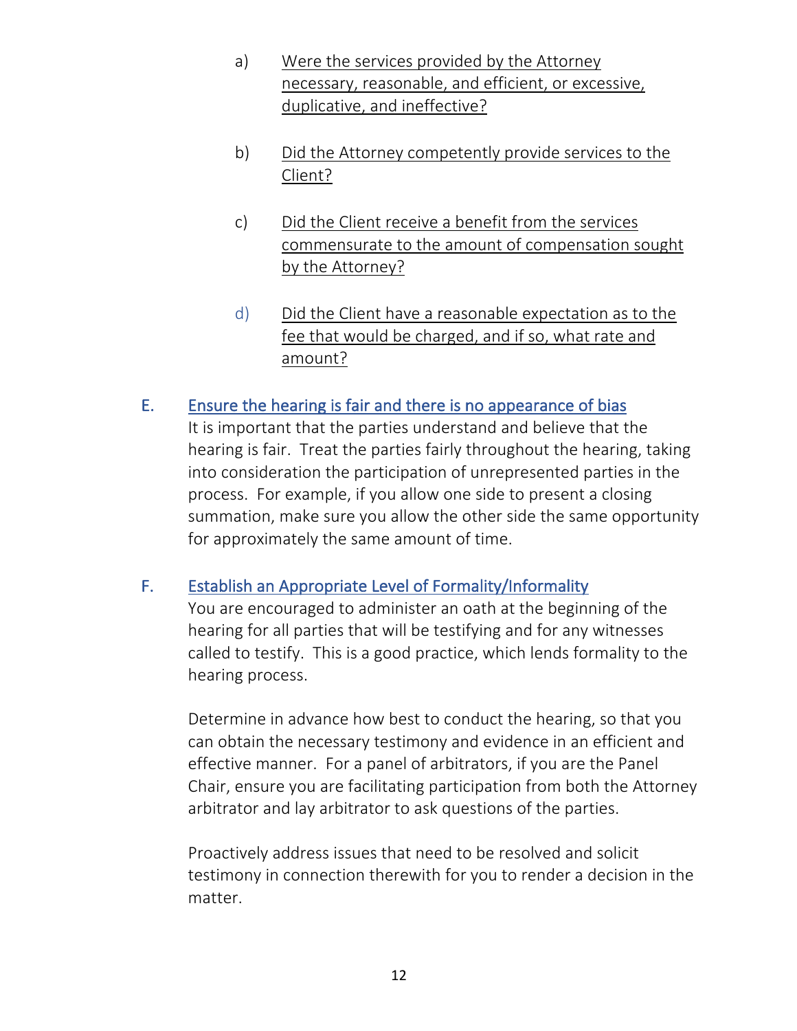a) <u>Were the services provided by the Attorney necessary, reasonable, and efficient, or excessive, duplicative, and ineffective?</u>

b) <u>Did the Attorney competently provide services to the Client?</u>

c) <u>Did the Client receive a benefit from the services commensurate to the amount of compensation sought by the Attorney?</u>

d) <u>Did the Client have a reasonable expectation as to the fee that would be charged, and if so, what rate and amount?</u>

## E. <u>Ensure the hearing is fair and there is no appearance of bias</u>

It is important that the parties understand and believe that the hearing is fair. Treat the parties fairly throughout the hearing, taking into consideration the participation of unrepresented parties in the process. For example, if you allow one side to present a closing summation, make sure you allow the other side the same opportunity for approximately the same amount of time.

## F. <u>Establish an Appropriate Level of Formality/Informality</u>

You are encouraged to administer an oath at the beginning of the hearing for all parties that will be testifying and for any witnesses called to testify. This is a good practice, which lends formality to the hearing process.

Determine in advance how best to conduct the hearing, so that you can obtain the necessary testimony and evidence in an efficient and effective manner. For a panel of arbitrators, if you are the Panel Chair, ensure you are facilitating participation from both the Attorney arbitrator and lay arbitrator to ask questions of the parties.

Proactively address issues that need to be resolved and solicit testimony in connection therewith for you to render a decision in the matter.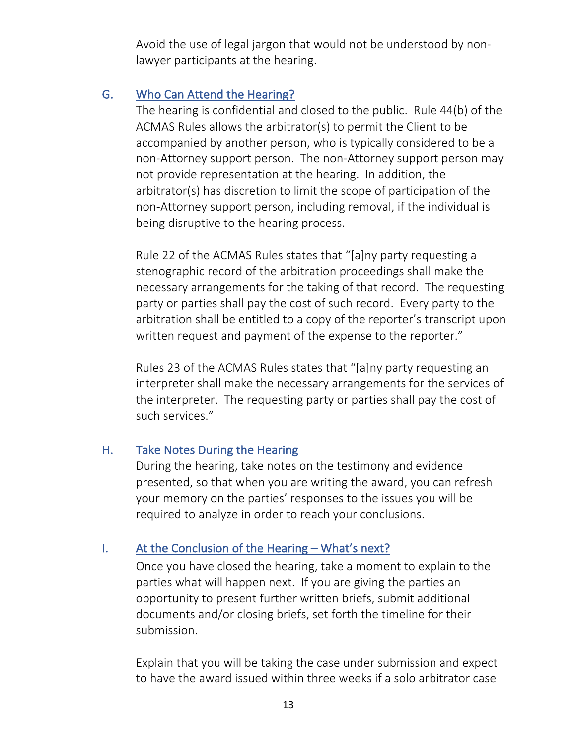Avoid the use of legal jargon that would not be understood by non-lawyer participants at the hearing.

### G. Who Can Attend the Hearing?

The hearing is confidential and closed to the public. Rule 44(b) of the ACMAS Rules allows the arbitrator(s) to permit the Client to be accompanied by another person, who is typically considered to be a non-Attorney support person. The non-Attorney support person may not provide representation at the hearing. In addition, the arbitrator(s) has discretion to limit the scope of participation of the non-Attorney support person, including removal, if the individual is being disruptive to the hearing process.

Rule 22 of the ACMAS Rules states that "[a]ny party requesting a stenographic record of the arbitration proceedings shall make the necessary arrangements for the taking of that record. The requesting party or parties shall pay the cost of such record. Every party to the arbitration shall be entitled to a copy of the reporter's transcript upon written request and payment of the expense to the reporter."

Rules 23 of the ACMAS Rules states that "[a]ny party requesting an interpreter shall make the necessary arrangements for the services of the interpreter. The requesting party or parties shall pay the cost of such services."

### H. Take Notes During the Hearing

During the hearing, take notes on the testimony and evidence presented, so that when you are writing the award, you can refresh your memory on the parties' responses to the issues you will be required to analyze in order to reach your conclusions.

### I. At the Conclusion of the Hearing – What's next?

Once you have closed the hearing, take a moment to explain to the parties what will happen next. If you are giving the parties an opportunity to present further written briefs, submit additional documents and/or closing briefs, set forth the timeline for their submission.

Explain that you will be taking the case under submission and expect to have the award issued within three weeks if a solo arbitrator case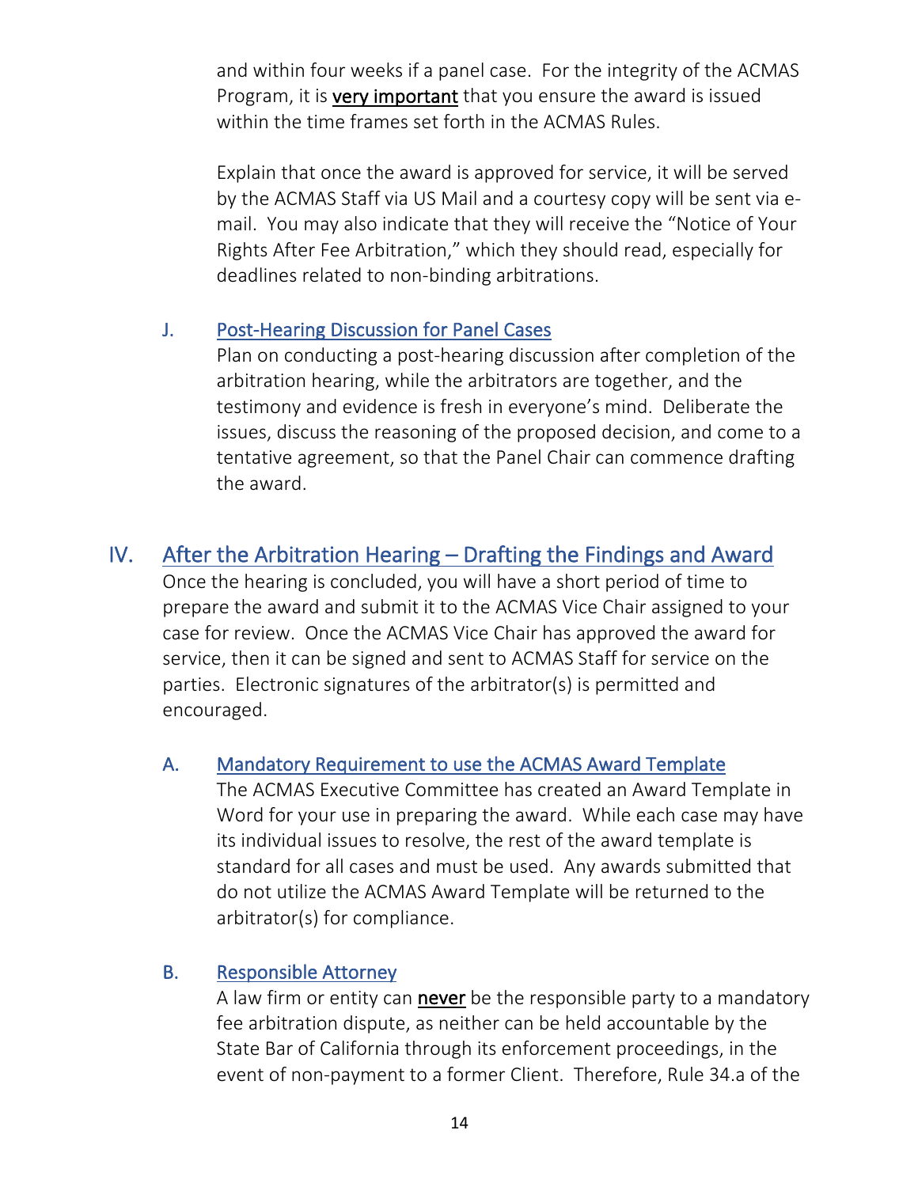and within four weeks if a panel case. For the integrity of the ACMAS Program, it is **very important** that you ensure the award is issued within the time frames set forth in the ACMAS Rules.

Explain that once the award is approved for service, it will be served by the ACMAS Staff via US Mail and a courtesy copy will be sent via e-mail. You may also indicate that they will receive the "Notice of Your Rights After Fee Arbitration," which they should read, especially for deadlines related to non-binding arbitrations.

### J. Post-Hearing Discussion for Panel Cases

Plan on conducting a post-hearing discussion after completion of the arbitration hearing, while the arbitrators are together, and the testimony and evidence is fresh in everyone's mind. Deliberate the issues, discuss the reasoning of the proposed decision, and come to a tentative agreement, so that the Panel Chair can commence drafting the award.

## IV. After the Arbitration Hearing – Drafting the Findings and Award

Once the hearing is concluded, you will have a short period of time to prepare the award and submit it to the ACMAS Vice Chair assigned to your case for review. Once the ACMAS Vice Chair has approved the award for service, then it can be signed and sent to ACMAS Staff for service on the parties. Electronic signatures of the arbitrator(s) is permitted and encouraged.

### A. Mandatory Requirement to use the ACMAS Award Template

The ACMAS Executive Committee has created an Award Template in Word for your use in preparing the award. While each case may have its individual issues to resolve, the rest of the award template is standard for all cases and must be used. Any awards submitted that do not utilize the ACMAS Award Template will be returned to the arbitrator(s) for compliance.

### B. Responsible Attorney

A law firm or entity can **never** be the responsible party to a mandatory fee arbitration dispute, as neither can be held accountable by the State Bar of California through its enforcement proceedings, in the event of non-payment to a former Client. Therefore, Rule 34.a of the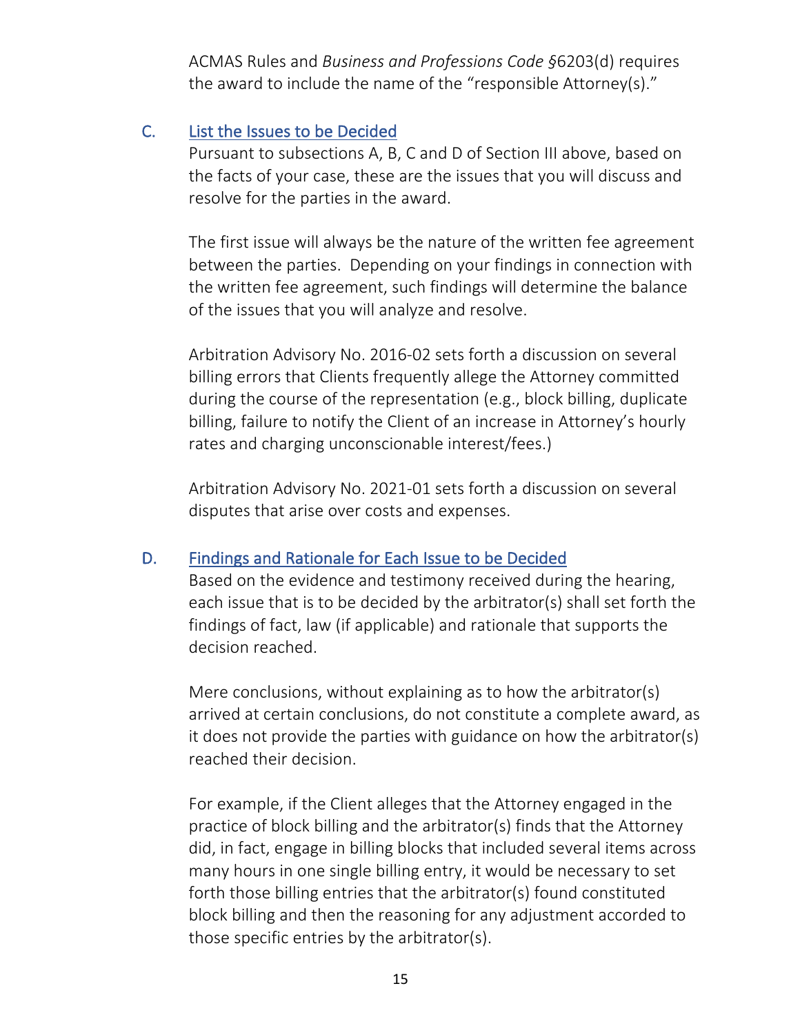ACMAS Rules and *Business and Professions Code §*6203(d) requires the award to include the name of the "responsible Attorney(s)."

### C. List the Issues to be Decided

Pursuant to subsections A, B, C and D of Section III above, based on the facts of your case, these are the issues that you will discuss and resolve for the parties in the award.

The first issue will always be the nature of the written fee agreement between the parties. Depending on your findings in connection with the written fee agreement, such findings will determine the balance of the issues that you will analyze and resolve.

Arbitration Advisory No. 2016-02 sets forth a discussion on several billing errors that Clients frequently allege the Attorney committed during the course of the representation (e.g., block billing, duplicate billing, failure to notify the Client of an increase in Attorney's hourly rates and charging unconscionable interest/fees.)

Arbitration Advisory No. 2021-01 sets forth a discussion on several disputes that arise over costs and expenses.

### D. Findings and Rationale for Each Issue to be Decided

Based on the evidence and testimony received during the hearing, each issue that is to be decided by the arbitrator(s) shall set forth the findings of fact, law (if applicable) and rationale that supports the decision reached.

Mere conclusions, without explaining as to how the arbitrator(s) arrived at certain conclusions, do not constitute a complete award, as it does not provide the parties with guidance on how the arbitrator(s) reached their decision.

For example, if the Client alleges that the Attorney engaged in the practice of block billing and the arbitrator(s) finds that the Attorney did, in fact, engage in billing blocks that included several items across many hours in one single billing entry, it would be necessary to set forth those billing entries that the arbitrator(s) found constituted block billing and then the reasoning for any adjustment accorded to those specific entries by the arbitrator(s).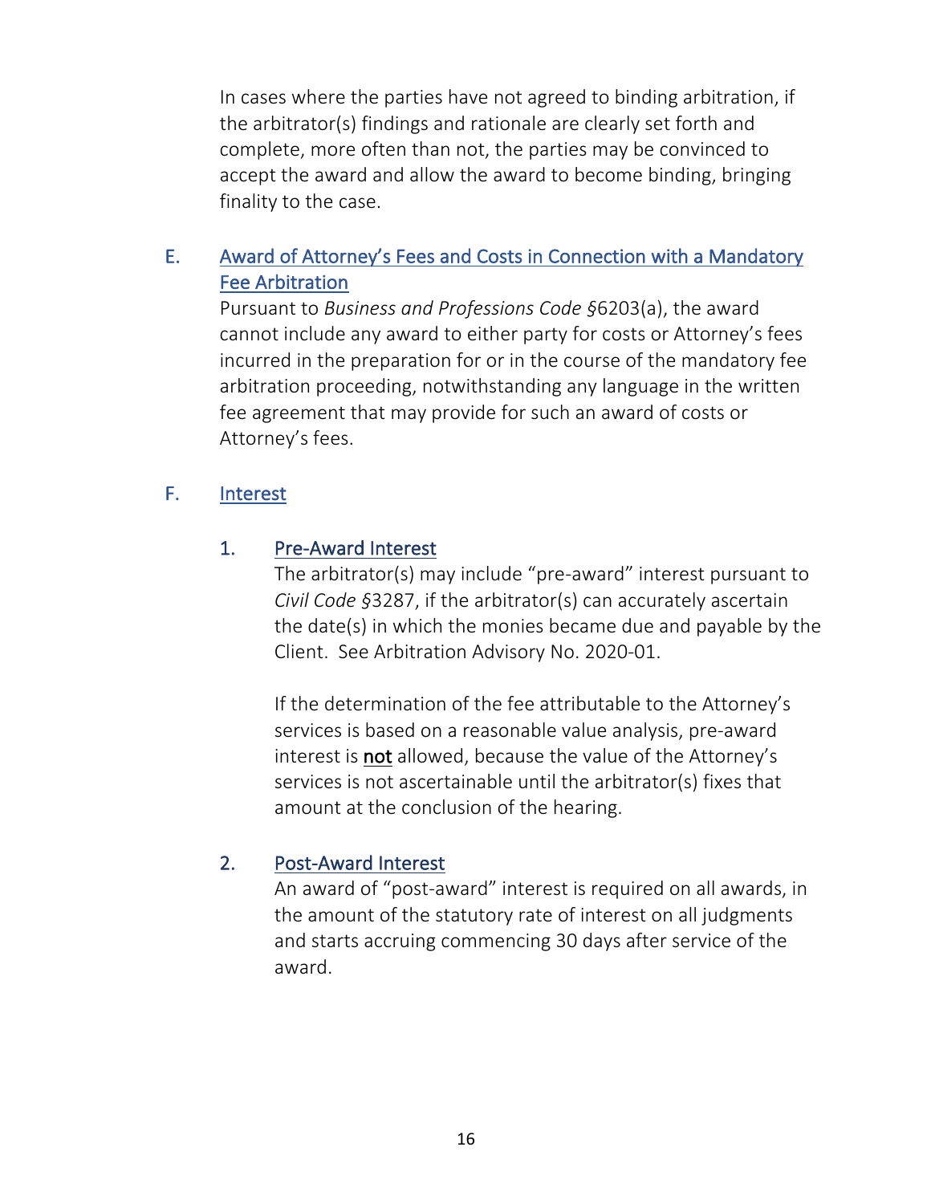In cases where the parties have not agreed to binding arbitration, if the arbitrator(s) findings and rationale are clearly set forth and complete, more often than not, the parties may be convinced to accept the award and allow the award to become binding, bringing finality to the case.

### E. Award of Attorney's Fees and Costs in Connection with a Mandatory Fee Arbitration

Pursuant to *Business and Professions Code* §6203(a), the award cannot include any award to either party for costs or Attorney's fees incurred in the preparation for or in the course of the mandatory fee arbitration proceeding, notwithstanding any language in the written fee agreement that may provide for such an award of costs or Attorney's fees.

### F. Interest

#### 1. Pre-Award Interest

The arbitrator(s) may include "pre-award" interest pursuant to *Civil Code* §3287, if the arbitrator(s) can accurately ascertain the date(s) in which the monies became due and payable by the Client. See Arbitration Advisory No. 2020-01.

If the determination of the fee attributable to the Attorney's services is based on a reasonable value analysis, pre-award interest is **not** allowed, because the value of the Attorney's services is not ascertainable until the arbitrator(s) fixes that amount at the conclusion of the hearing.

#### 2. Post-Award Interest

An award of "post-award" interest is required on all awards, in the amount of the statutory rate of interest on all judgments and starts accruing commencing 30 days after service of the award.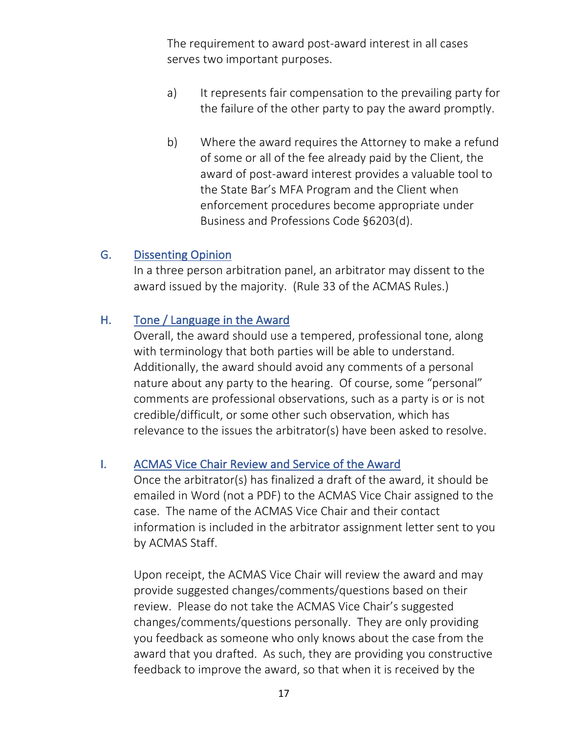The requirement to award post-award interest in all cases serves two important purposes.

a) It represents fair compensation to the prevailing party for the failure of the other party to pay the award promptly.

b) Where the award requires the Attorney to make a refund of some or all of the fee already paid by the Client, the award of post-award interest provides a valuable tool to the State Bar's MFA Program and the Client when enforcement procedures become appropriate under Business and Professions Code §6203(d).

### G. Dissenting Opinion

In a three person arbitration panel, an arbitrator may dissent to the award issued by the majority. (Rule 33 of the ACMAS Rules.)

### H. Tone / Language in the Award

Overall, the award should use a tempered, professional tone, along with terminology that both parties will be able to understand. Additionally, the award should avoid any comments of a personal nature about any party to the hearing. Of course, some "personal" comments are professional observations, such as a party is or is not credible/difficult, or some other such observation, which has relevance to the issues the arbitrator(s) have been asked to resolve.

### I. ACMAS Vice Chair Review and Service of the Award

Once the arbitrator(s) has finalized a draft of the award, it should be emailed in Word (not a PDF) to the ACMAS Vice Chair assigned to the case. The name of the ACMAS Vice Chair and their contact information is included in the arbitrator assignment letter sent to you by ACMAS Staff.

Upon receipt, the ACMAS Vice Chair will review the award and may provide suggested changes/comments/questions based on their review. Please do not take the ACMAS Vice Chair's suggested changes/comments/questions personally. They are only providing you feedback as someone who only knows about the case from the award that you drafted. As such, they are providing you constructive feedback to improve the award, so that when it is received by the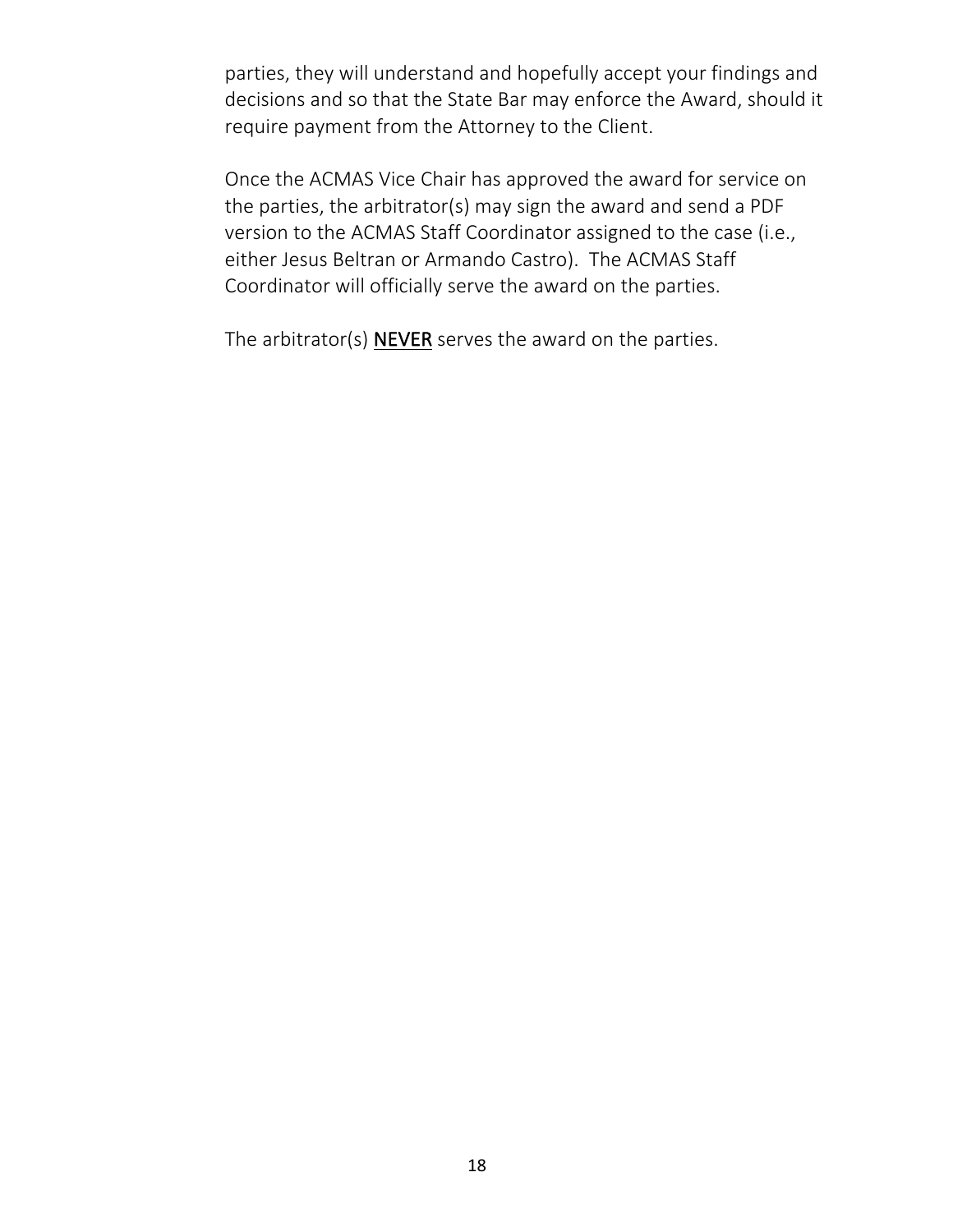parties, they will understand and hopefully accept your findings and decisions and so that the State Bar may enforce the Award, should it require payment from the Attorney to the Client.

Once the ACMAS Vice Chair has approved the award for service on the parties, the arbitrator(s) may sign the award and send a PDF version to the ACMAS Staff Coordinator assigned to the case (i.e., either Jesus Beltran or Armando Castro). The ACMAS Staff Coordinator will officially serve the award on the parties.

The arbitrator(s) **NEVER** serves the award on the parties.